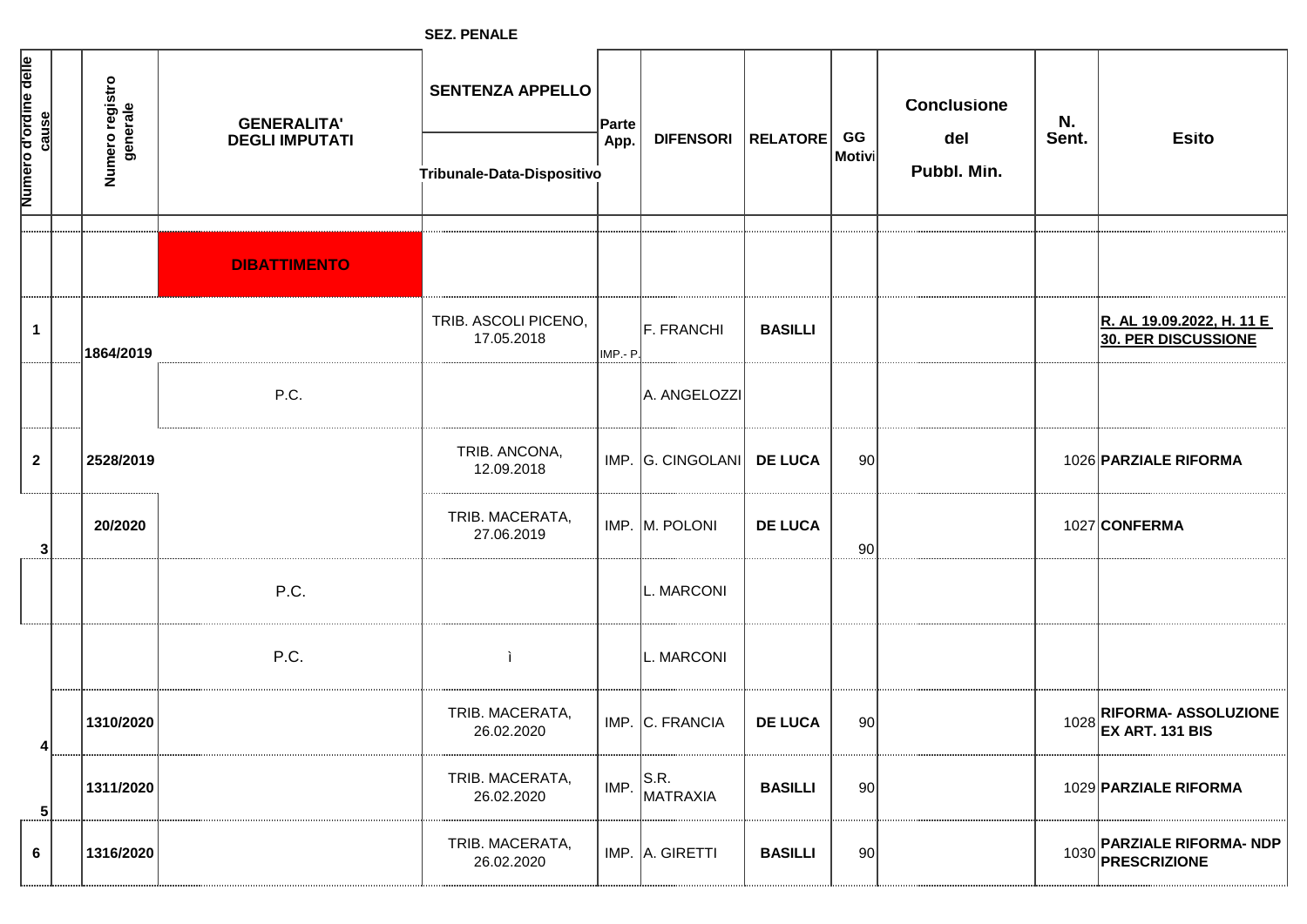**SEZ. PENALE**

| Numero d'ordine delle cause | | Numero registro generale | GENERALITA' DEGLI IMPUTATI | SENTENZA APPELLO Tribunale-Data-Dispositivo | Parte App. | DIFENSORI | RELATORE | GG Motivi | Conclusione del Pubbl. Min. | N. Sent. | Esito |
|---|---|---|---|---|---|---|---|---|---|---|---|
| | | | **DIBATTIMENTO** | | | | | | | | |
| 1 | | 1864/2019 | | TRIB. ASCOLI PICENO, 17.05.2018 | IMP.- P. | F. FRANCHI | **BASILLI** | | | | **R. AL 19.09.2022, H. 11 E 30. PER DISCUSSIONE** |
| | | | P.C. | | | A. ANGELOZZI | | | | | |
| 2 | | 2528/2019 | | TRIB. ANCONA, 12.09.2018 | IMP. | G. CINGOLANI | **DE LUCA** | 90 | | 1026 | **PARZIALE RIFORMA** |
| 3 | | 20/2020 | | TRIB. MACERATA, 27.06.2019 | IMP. | M. POLONI | **DE LUCA** | 90 | | 1027 | **CONFERMA** |
| | | | P.C. | | | L. MARCONI | | | | | |
| | | | P.C. | ì | | L. MARCONI | | | | | |
| 4 | | 1310/2020 | | TRIB. MACERATA, 26.02.2020 | IMP. | C. FRANCIA | **DE LUCA** | 90 | | 1028 | **RIFORMA- ASSOLUZIONE EX ART. 131 BIS** |
| 5 | | 1311/2020 | | TRIB. MACERATA, 26.02.2020 | IMP. | S.R. MATRAXIA | **BASILLI** | 90 | | 1029 | **PARZIALE RIFORMA** |
| 6 | | 1316/2020 | | TRIB. MACERATA, 26.02.2020 | IMP. | A. GIRETTI | **BASILLI** | 90 | | 1030 | **PARZIALE RIFORMA- NDP PRESCRIZIONE** |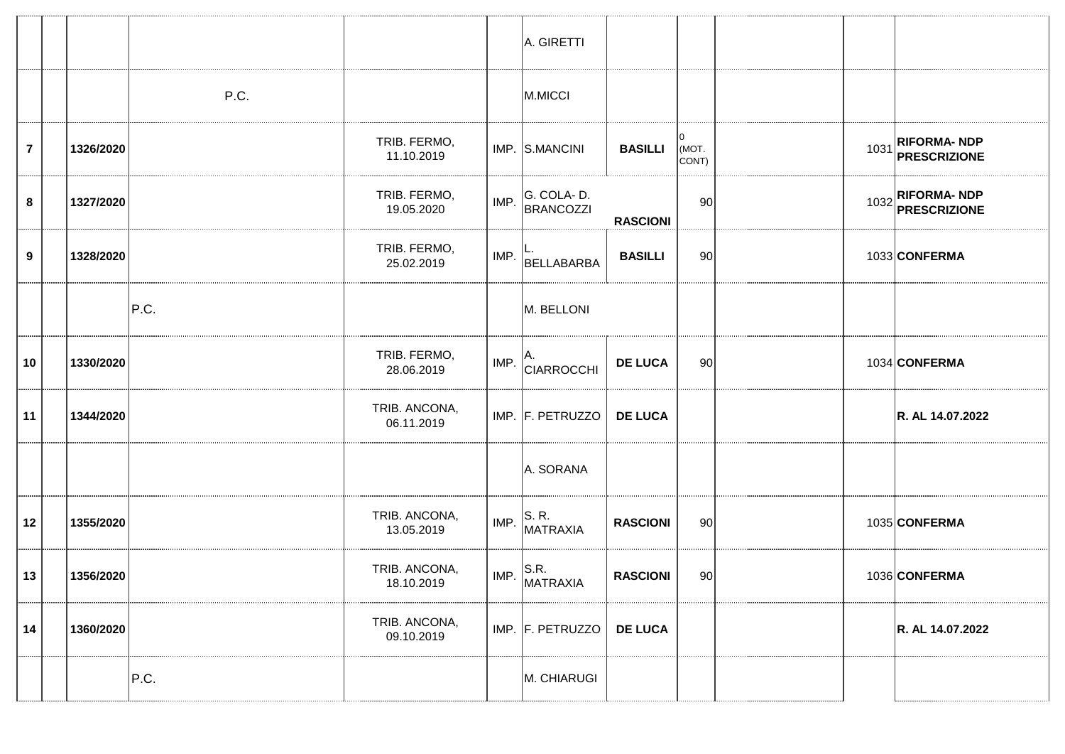|  |  |  |  |  |  |  |  |  |  |  |  |
|---|---|---|---|---|---|---|---|---|---|---|---|
|  |  |  |  |  |  | A. GIRETTI |  |  |  |  |  |
|  |  |  | P.C. |  |  | M.MICCI |  |  |  |  |  |
| **7** |  | **1326/2020** |  | TRIB. FERMO, 11.10.2019 | IMP. | S.MANCINI | **BASILLI** | 0 (MOT. CONT) |  | 1031 | **RIFORMA- NDP PRESCRIZIONE** |
| **8** |  | **1327/2020** |  | TRIB. FERMO, 19.05.2020 | IMP. | G. COLA- D. BRANCOZZI | **RASCIONI** | 90 |  | 1032 | **RIFORMA- NDP PRESCRIZIONE** |
| **9** |  | **1328/2020** |  | TRIB. FERMO, 25.02.2019 | IMP. | L. BELLABARBA | **BASILLI** | 90 |  | 1033 | **CONFERMA** |
|  |  |  | P.C. |  |  | M. BELLONI |  |  |  |  |  |
| **10** |  | **1330/2020** |  | TRIB. FERMO, 28.06.2019 | IMP. | A. CIARROCCHI | **DE LUCA** | 90 |  | 1034 | **CONFERMA** |
| **11** |  | **1344/2020** |  | TRIB. ANCONA, 06.11.2019 | IMP. | F. PETRUZZO | **DE LUCA** |  |  |  | **R. AL 14.07.2022** |
|  |  |  |  |  |  | A. SORANA |  |  |  |  |  |
| **12** |  | **1355/2020** |  | TRIB. ANCONA, 13.05.2019 | IMP. | S. R. MATRAXIA | **RASCIONI** | 90 |  | 1035 | **CONFERMA** |
| **13** |  | **1356/2020** |  | TRIB. ANCONA, 18.10.2019 | IMP. | S.R. MATRAXIA | **RASCIONI** | 90 |  | 1036 | **CONFERMA** |
| **14** |  | **1360/2020** |  | TRIB. ANCONA, 09.10.2019 | IMP. | F. PETRUZZO | **DE LUCA** |  |  |  | **R. AL 14.07.2022** |
|  |  |  | P.C. |  |  | M. CHIARUGI |  |  |  |  |  |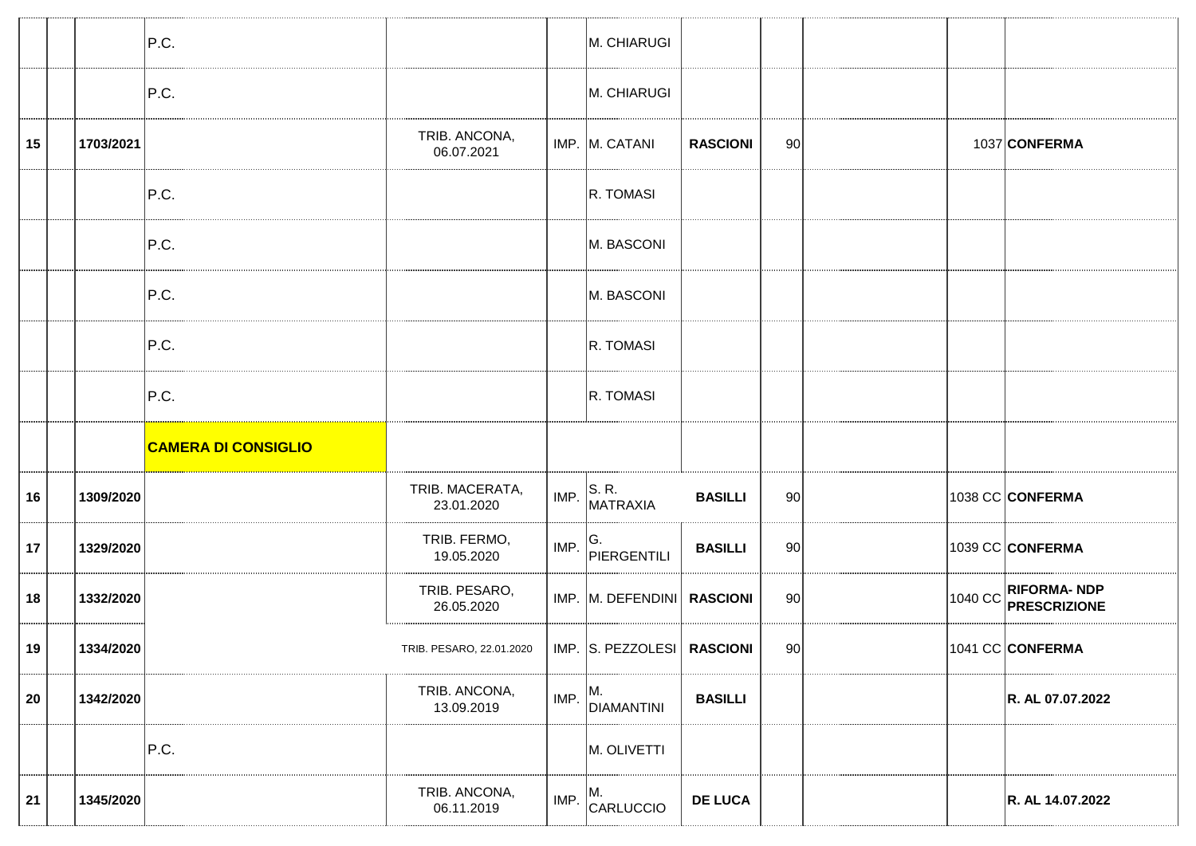| | | | | | | | | | | | |
|---|---|---|---|---|---|---|---|---|---|---|---|
| | | P.C. | | | M. CHIARUGI | | | | | | |
| | | P.C. | | | M. CHIARUGI | | | | | | |
| 15 | | 1703/2021 | | TRIB. ANCONA, 06.07.2021 | IMP. | M. CATANI | **RASCIONI** | 90 | | 1037 | **CONFERMA** |
| | | | P.C. | | | R. TOMASI | | | | | |
| | | | P.C. | | | M. BASCONI | | | | | |
| | | | P.C. | | | M. BASCONI | | | | | |
| | | | P.C. | | | R. TOMASI | | | | | |
| | | | P.C. | | | R. TOMASI | | | | | |
| | | | **CAMERA DI CONSIGLIO** | | | | | | | | |
| 16 | | 1309/2020 | | TRIB. MACERATA, 23.01.2020 | IMP. | S. R. MATRAXIA | **BASILLI** | 90 | | 1038 CC | **CONFERMA** |
| 17 | | 1329/2020 | | TRIB. FERMO, 19.05.2020 | IMP. | G. PIERGENTILI | **BASILLI** | 90 | | 1039 CC | **CONFERMA** |
| 18 | | 1332/2020 | | TRIB. PESARO, 26.05.2020 | IMP. | M. DEFENDINI | **RASCIONI** | 90 | | 1040 CC | **RIFORMA- NDP PRESCRIZIONE** |
| 19 | | 1334/2020 | | TRIB. PESARO, 22.01.2020 | IMP. | S. PEZZOLESI | **RASCIONI** | 90 | | 1041 CC | **CONFERMA** |
| 20 | | 1342/2020 | | TRIB. ANCONA, 13.09.2019 | IMP. | M. DIAMANTINI | **BASILLI** | | | | **R. AL 07.07.2022** |
| | | | P.C. | | | M. OLIVETTI | | | | | |
| 21 | | 1345/2020 | | TRIB. ANCONA, 06.11.2019 | IMP. | M. CARLUCCIO | **DE LUCA** | | | | **R. AL 14.07.2022** |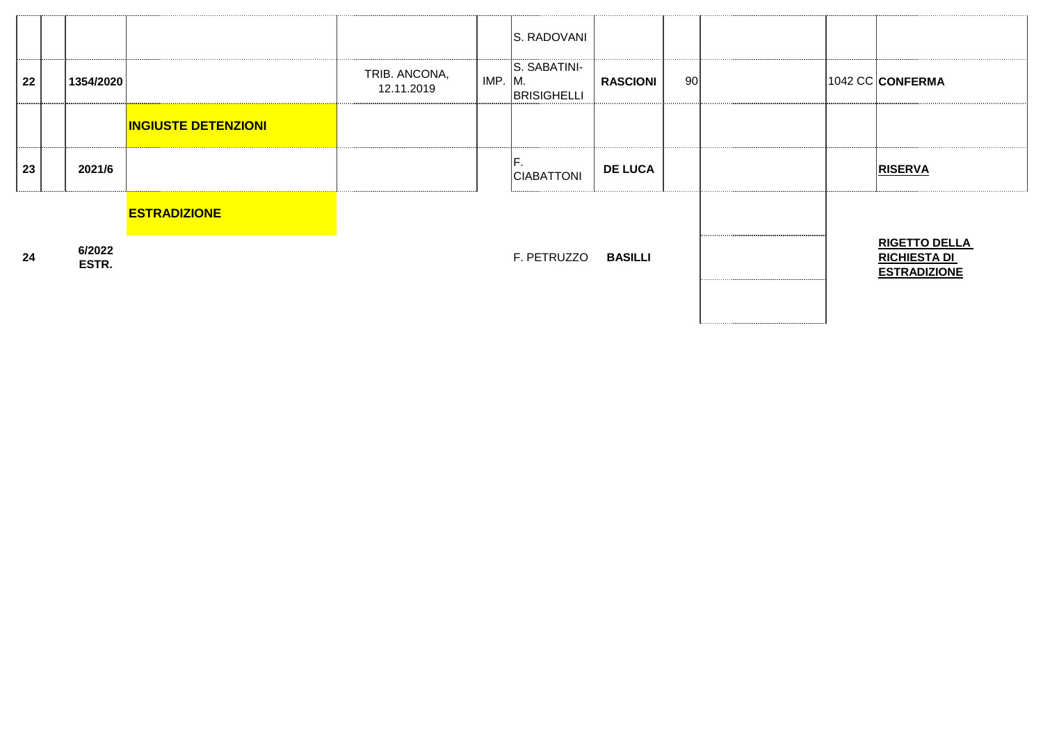| | | | | | | | | | | | |
|---|---|---|---|---|---|---|---|---|---|---|---|
| | | | | | | S. RADOVANI | | | | | |
| 22 | | 1354/2020 | | TRIB. ANCONA, 12.11.2019 | IMP. | S. SABATINI-M. BRISIGHELLI | **RASCIONI** | 90 | | 1042 CC | **CONFERMA** |
| | | | **INGIUSTE DETENZIONI** | | | | | | | | |
| 23 | | 2021/6 | | | | F. CIABATTONI | **DE LUCA** | | | | **RISERVA** |
| | | | **ESTRADIZIONE** | | | | | | | | |
| 24 | | 6/2022 ESTR. | | | | F. PETRUZZO | **BASILLI** | | | | **RIGETTO DELLA RICHIESTA DI ESTRADIZIONE** |